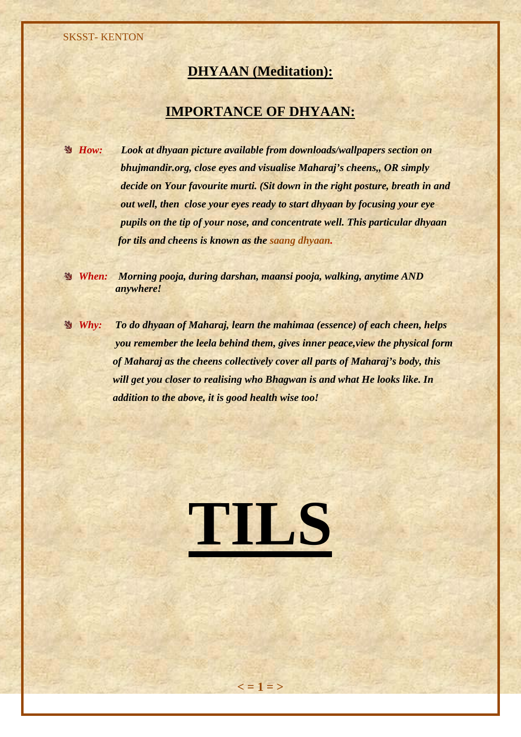# DHYAAN (Meditation):

## IMPORTANCE OF DHYAAN:

- ***How:*** ***Look at dhyaan picture available from downloads/wallpapers section on bhujmandir.org, close eyes and visualise Maharaj's cheens,, OR simply decide on Your favourite murti. (Sit down in the right posture, breath in and out well, then close your eyes ready to start dhyaan by focusing your eye pupils on the tip of your nose, and concentrate well. This particular dhyaan for tils and cheens is known as the saang dhyaan.***

- ***When:*** ***Morning pooja, during darshan, maansi pooja, walking, anytime AND anywhere!***

- ***Why:*** ***To do dhyaan of Maharaj, learn the mahimaa (essence) of each cheen, helps you remember the leela behind them, gives inner peace,view the physical form of Maharaj as the cheens collectively cover all parts of Maharaj's body, this will get you closer to realising who Bhagwan is and what He looks like. In addition to the above, it is good health wise too!***

# TILS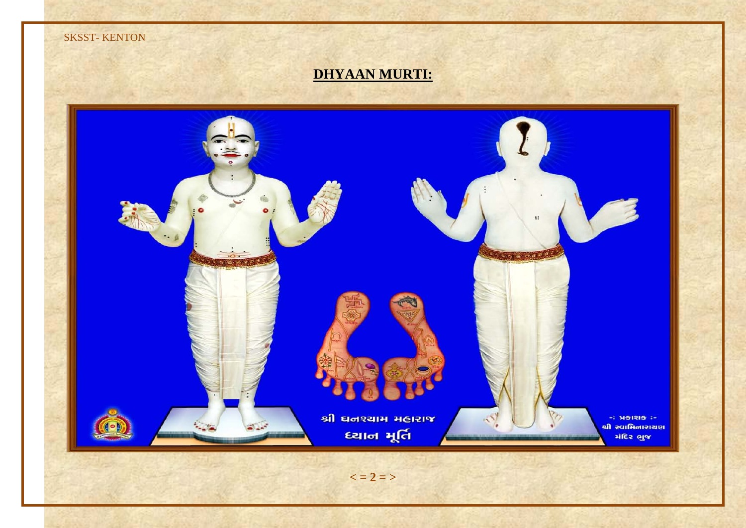## DHYAAN MURTI:

શ્રી ઘનશ્યામ મહારાજ
ધ્યાન મૂર્તિ

-: પ્રકાશક :-
શ્રી સ્વામિનારાયણ
મંદિર ભુજ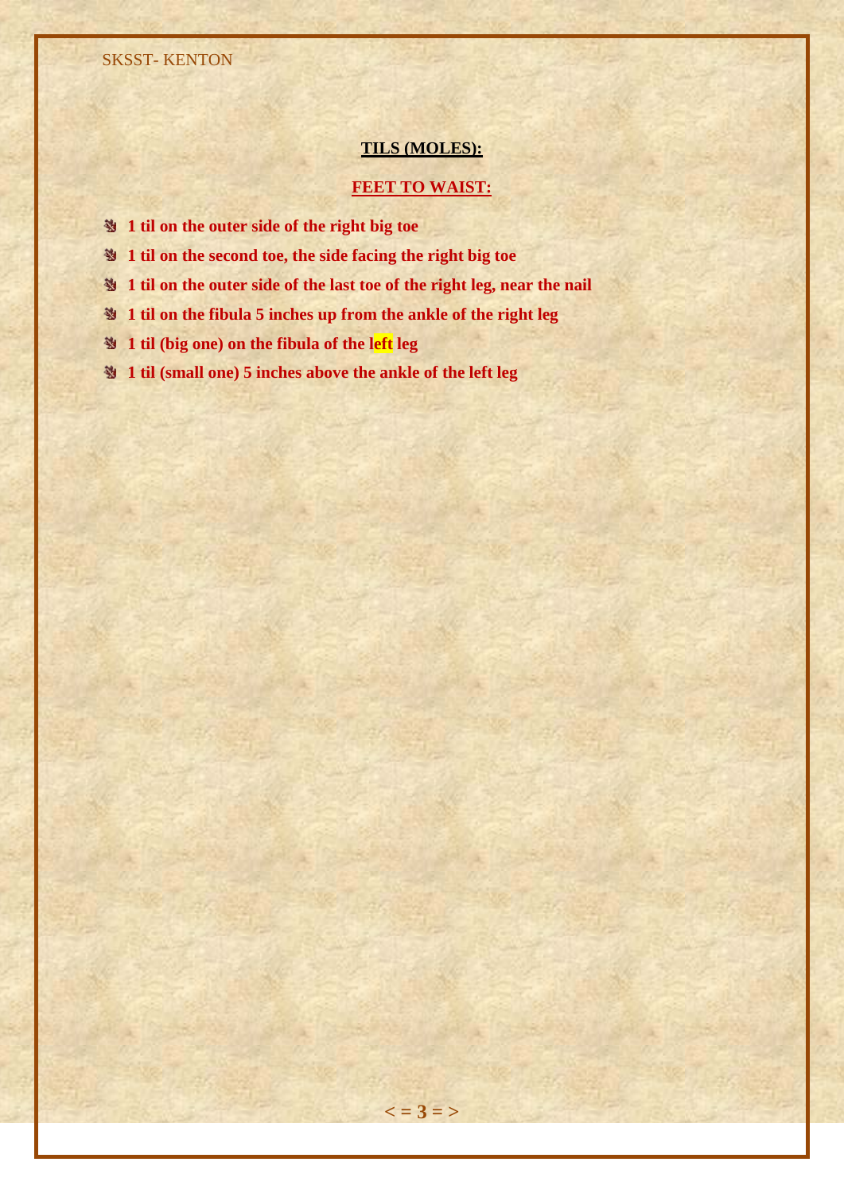## TILS (MOLES):

### FEET TO WAIST:

- **1 til on the outer side of the right big toe**
- **1 til on the second toe, the side facing the right big toe**
- **1 til on the outer side of the last toe of the right leg, near the nail**
- **1 til on the fibula 5 inches up from the ankle of the right leg**
- **1 til (big one) on the fibula of the left leg**
- **1 til (small one) 5 inches above the ankle of the left leg**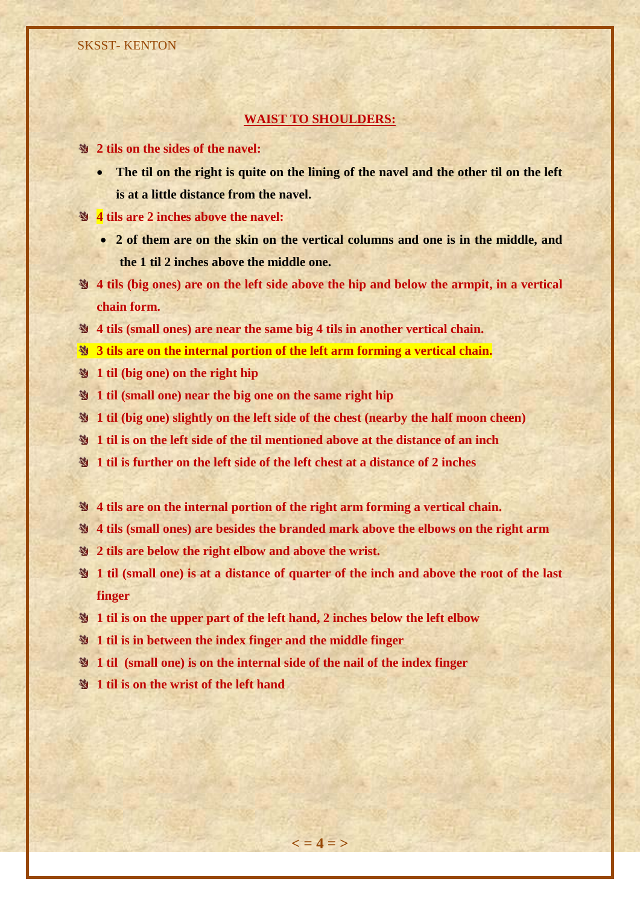## WAIST TO SHOULDERS:

- **2 tils on the sides of the navel:**
  - **The til on the right is quite on the lining of the navel and the other til on the left is at a little distance from the navel.**
- **4 tils are 2 inches above the navel:**
  - **2 of them are on the skin on the vertical columns and one is in the middle, and the 1 til 2 inches above the middle one.**
- **4 tils (big ones) are on the left side above the hip and below the armpit, in a vertical chain form.**
- **4 tils (small ones) are near the same big 4 tils in another vertical chain.**
- **3 tils are on the internal portion of the left arm forming a vertical chain.**
- **1 til (big one) on the right hip**
- **1 til (small one) near the big one on the same right hip**
- **1 til (big one) slightly on the left side of the chest (nearby the half moon cheen)**
- **1 til is on the left side of the til mentioned above at the distance of an inch**
- **1 til is further on the left side of the left chest at a distance of 2 inches**

- **4 tils are on the internal portion of the right arm forming a vertical chain.**
- **4 tils (small ones) are besides the branded mark above the elbows on the right arm**
- **2 tils are below the right elbow and above the wrist.**
- **1 til (small one) is at a distance of quarter of the inch and above the root of the last finger**
- **1 til is on the upper part of the left hand, 2 inches below the left elbow**
- **1 til is in between the index finger and the middle finger**
- **1 til (small one) is on the internal side of the nail of the index finger**
- **1 til is on the wrist of the left hand**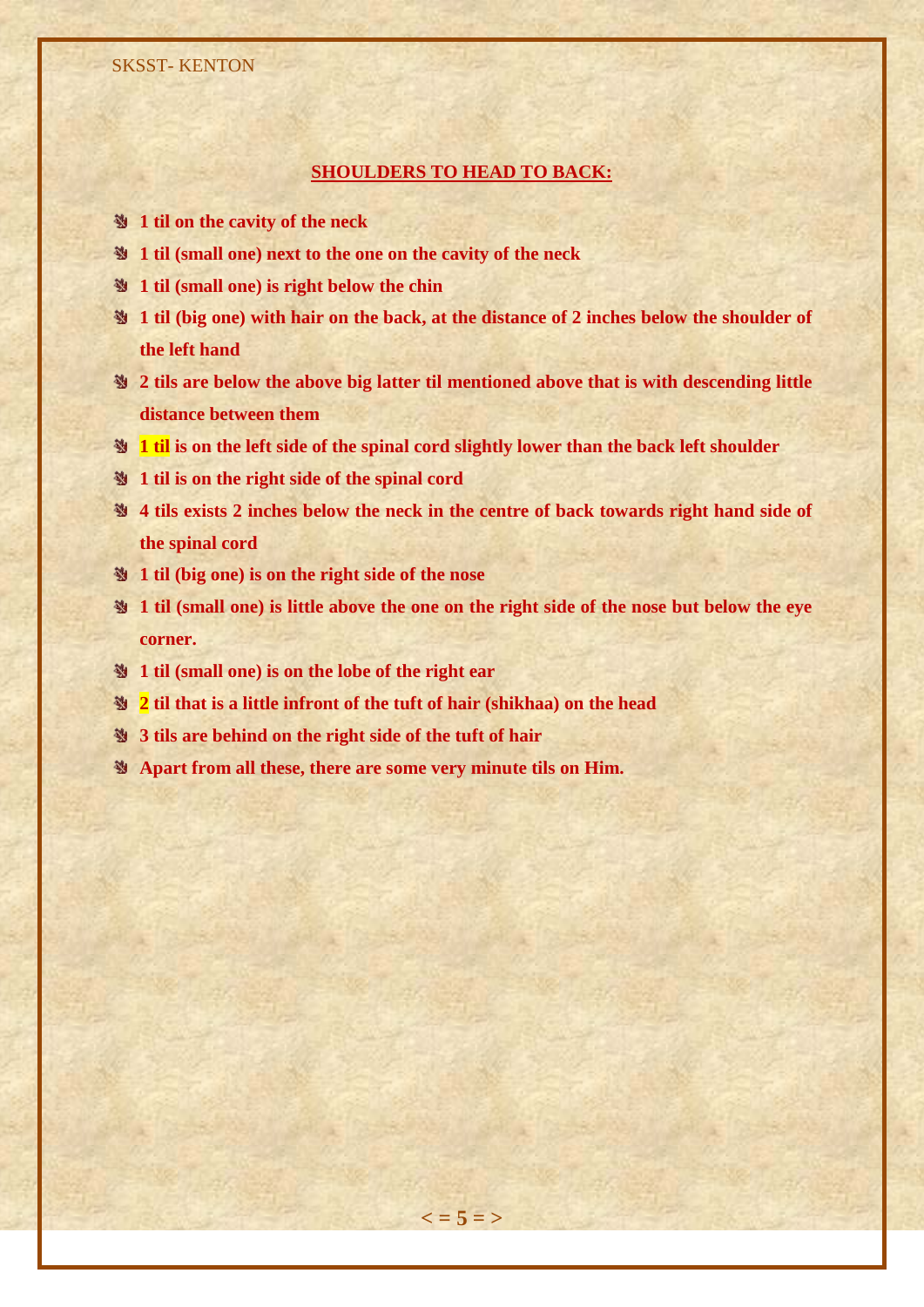## SHOULDERS TO HEAD TO BACK:

- **1 til on the cavity of the neck**
- **1 til (small one) next to the one on the cavity of the neck**
- **1 til (small one) is right below the chin**
- **1 til (big one) with hair on the back, at the distance of 2 inches below the shoulder of the left hand**
- **2 tils are below the above big latter til mentioned above that is with descending little distance between them**
- **1 til is on the left side of the spinal cord slightly lower than the back left shoulder**
- **1 til is on the right side of the spinal cord**
- **4 tils exists 2 inches below the neck in the centre of back towards right hand side of the spinal cord**
- **1 til (big one) is on the right side of the nose**
- **1 til (small one) is little above the one on the right side of the nose but below the eye corner.**
- **1 til (small one) is on the lobe of the right ear**
- **2 til that is a little infront of the tuft of hair (shikhaa) on the head**
- **3 tils are behind on the right side of the tuft of hair**
- **Apart from all these, there are some very minute tils on Him.**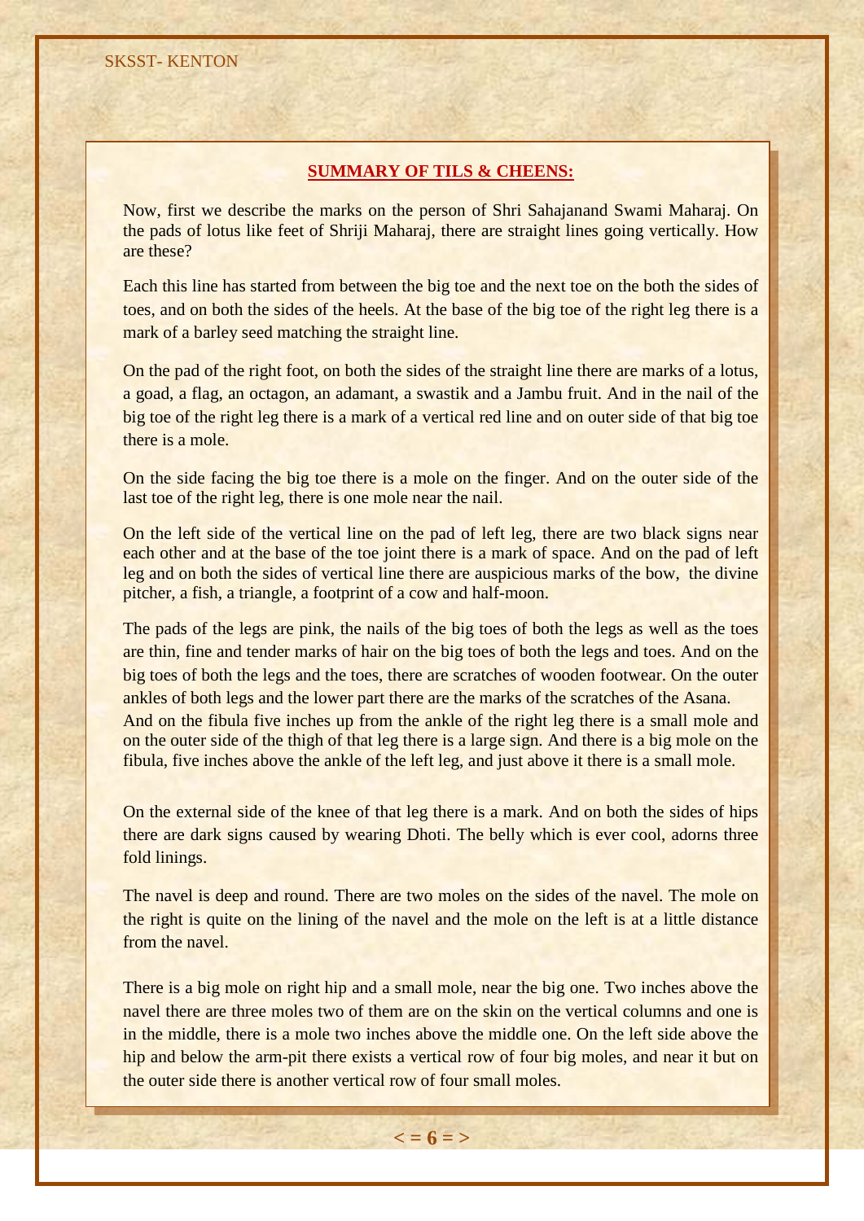## SUMMARY OF TILS & CHEENS:

Now, first we describe the marks on the person of Shri Sahajanand Swami Maharaj. On the pads of lotus like feet of Shriji Maharaj, there are straight lines going vertically. How are these?

Each this line has started from between the big toe and the next toe on the both the sides of toes, and on both the sides of the heels. At the base of the big toe of the right leg there is a mark of a barley seed matching the straight line.

On the pad of the right foot, on both the sides of the straight line there are marks of a lotus, a goad, a flag, an octagon, an adamant, a swastik and a Jambu fruit. And in the nail of the big toe of the right leg there is a mark of a vertical red line and on outer side of that big toe there is a mole.

On the side facing the big toe there is a mole on the finger. And on the outer side of the last toe of the right leg, there is one mole near the nail.

On the left side of the vertical line on the pad of left leg, there are two black signs near each other and at the base of the toe joint there is a mark of space. And on the pad of left leg and on both the sides of vertical line there are auspicious marks of the bow, the divine pitcher, a fish, a triangle, a footprint of a cow and half-moon.

The pads of the legs are pink, the nails of the big toes of both the legs as well as the toes are thin, fine and tender marks of hair on the big toes of both the legs and toes. And on the big toes of both the legs and the toes, there are scratches of wooden footwear. On the outer ankles of both legs and the lower part there are the marks of the scratches of the Asana. And on the fibula five inches up from the ankle of the right leg there is a small mole and on the outer side of the thigh of that leg there is a large sign. And there is a big mole on the fibula, five inches above the ankle of the left leg, and just above it there is a small mole.

On the external side of the knee of that leg there is a mark. And on both the sides of hips there are dark signs caused by wearing Dhoti. The belly which is ever cool, adorns three fold linings.

The navel is deep and round. There are two moles on the sides of the navel. The mole on the right is quite on the lining of the navel and the mole on the left is at a little distance from the navel.

There is a big mole on right hip and a small mole, near the big one. Two inches above the navel there are three moles two of them are on the skin on the vertical columns and one is in the middle, there is a mole two inches above the middle one. On the left side above the hip and below the arm-pit there exists a vertical row of four big moles, and near it but on the outer side there is another vertical row of four small moles.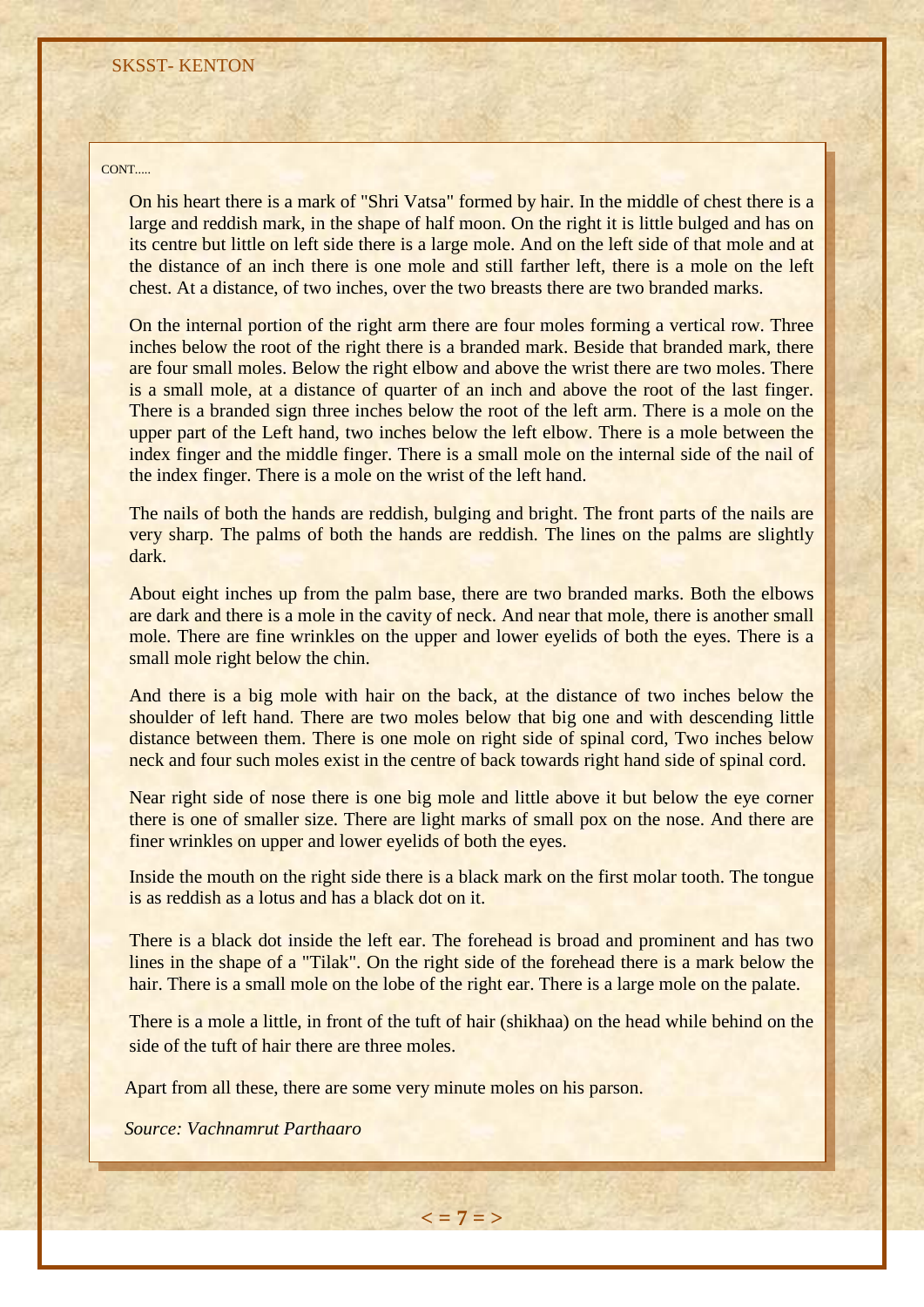CONT.....

On his heart there is a mark of "Shri Vatsa" formed by hair. In the middle of chest there is a large and reddish mark, in the shape of half moon. On the right it is little bulged and has on its centre but little on left side there is a large mole. And on the left side of that mole and at the distance of an inch there is one mole and still farther left, there is a mole on the left chest. At a distance, of two inches, over the two breasts there are two branded marks.

On the internal portion of the right arm there are four moles forming a vertical row. Three inches below the root of the right there is a branded mark. Beside that branded mark, there are four small moles. Below the right elbow and above the wrist there are two moles. There is a small mole, at a distance of quarter of an inch and above the root of the last finger. There is a branded sign three inches below the root of the left arm. There is a mole on the upper part of the Left hand, two inches below the left elbow. There is a mole between the index finger and the middle finger. There is a small mole on the internal side of the nail of the index finger. There is a mole on the wrist of the left hand.

The nails of both the hands are reddish, bulging and bright. The front parts of the nails are very sharp. The palms of both the hands are reddish. The lines on the palms are slightly dark.

About eight inches up from the palm base, there are two branded marks. Both the elbows are dark and there is a mole in the cavity of neck. And near that mole, there is another small mole. There are fine wrinkles on the upper and lower eyelids of both the eyes. There is a small mole right below the chin.

And there is a big mole with hair on the back, at the distance of two inches below the shoulder of left hand. There are two moles below that big one and with descending little distance between them. There is one mole on right side of spinal cord, Two inches below neck and four such moles exist in the centre of back towards right hand side of spinal cord.

Near right side of nose there is one big mole and little above it but below the eye corner there is one of smaller size. There are light marks of small pox on the nose. And there are finer wrinkles on upper and lower eyelids of both the eyes.

Inside the mouth on the right side there is a black mark on the first molar tooth. The tongue is as reddish as a lotus and has a black dot on it.

There is a black dot inside the left ear. The forehead is broad and prominent and has two lines in the shape of a "Tilak". On the right side of the forehead there is a mark below the hair. There is a small mole on the lobe of the right ear. There is a large mole on the palate.

There is a mole a little, in front of the tuft of hair (shikhaa) on the head while behind on the side of the tuft of hair there are three moles.

Apart from all these, there are some very minute moles on his parson.

*Source: Vachnamrut Parthaaro*